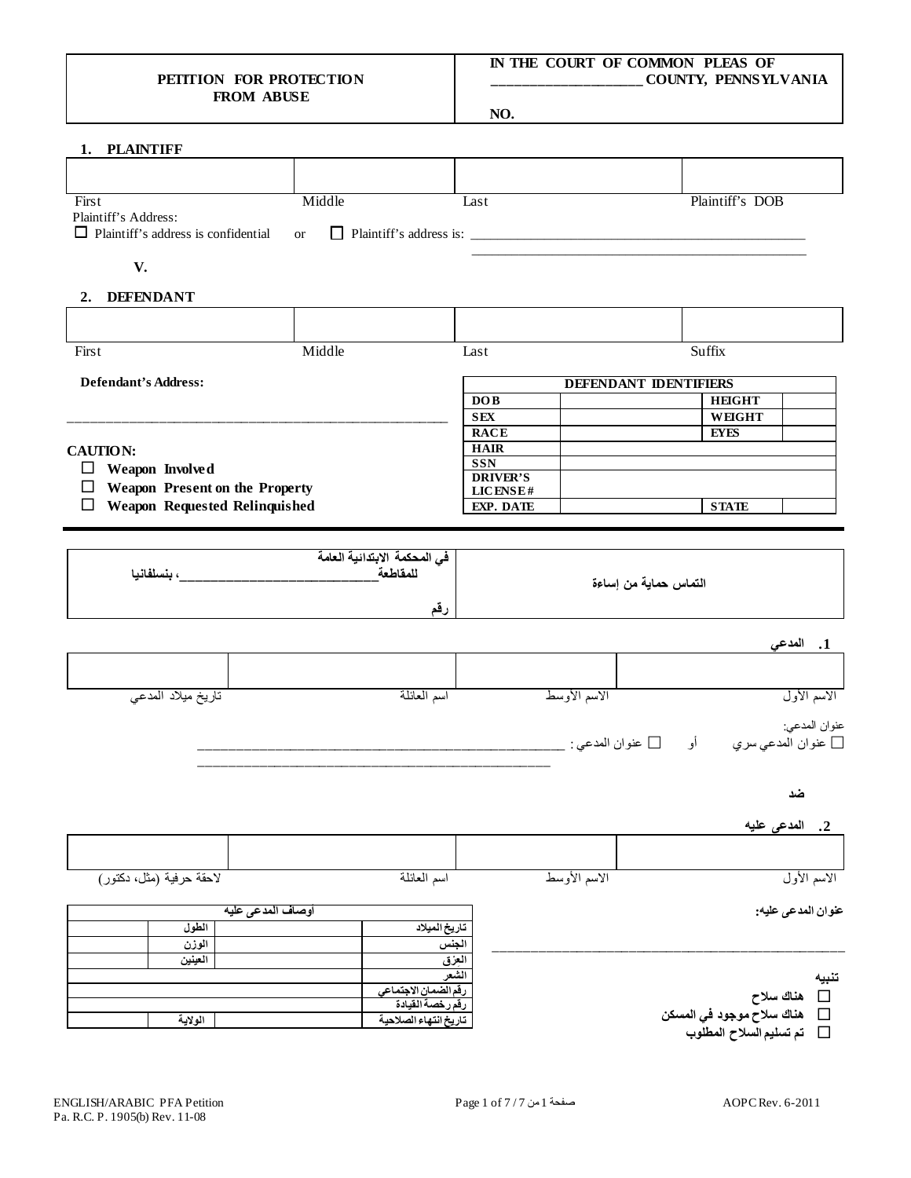| PETITION FOR PROTECTION FROM ABUSE | IN THE COURT OF COMMON PLEAS OF ____________________ COUNTY, PENNSYLVANIA<br><br>NO. |
|---|---|

## 1. PLAINTIFF

| | | | |
|---|---|---|---|
| First | Middle | Last | Plaintiff's DOB |

Plaintiff's Address:

☐ Plaintiff's address is confidential or ☐ Plaintiff's address is: ____________________________________________

____________________________________________

**V.**

## 2. DEFENDANT

| | | | |
|---|---|---|---|
| First | Middle | Last | Suffix |

**Defendant's Address:**

____________________________________________

| DEFENDANT IDENTIFIERS | | | |
|---|---|---|---|
| **DOB** | | **HEIGHT** | |
| **SEX** | | **WEIGHT** | |
| **RACE** | | **EYES** | |
| **HAIR** | | | |
| **SSN** | | | |
| **DRIVER'S LICENSE#** | | | |
| **EXP. DATE** | | **STATE** | |

**CAUTION:**

☐ **Weapon Involved**

☐ **Weapon Present on the Property**

☐ **Weapon Requested Relinquished**

---

| التماس حماية من إساءة | في المحكمة الابتدائية العامة للمقاطعة____________________، بنسلفانيا<br><br>رقم |
|---|---|

## 1. المدعي

| | | | |
|---|---|---|---|
| الاسم الأول | الاسم الأوسط | اسم العائلة | تاريخ ميلاد المدعي |

عنوان المدعي:

☐ عنوان المدعي سري أو ☐ عنوان المدعي : ____________________________________________

____________________________________________

**ضد**

## 2. المدعى عليه

| | | | |
|---|---|---|---|
| الاسم الأول | الاسم الأوسط | اسم العائلة | لاحقة حرفية (مثل، دكتور) |

**عنوان المدعى عليه:**

____________________________________________

| أوصاف المدعى عليه | | | |
|---|---|---|---|
| **تاريخ الميلاد** | | **الطول** | |
| **الجنس** | | **الوزن** | |
| **العرق** | | **العينين** | |
| **الشعر** | | | |
| **رقم الضمان الاجتماعي** | | | |
| **رقم رخصة القيادة** | | | |
| **تاريخ انتهاء الصلاحية** | | **الولاية** | |

**تنبيه**

☐ **هناك سلاح**

☐ **هناك سلاح موجود في المسكن**

☐ **تم تسليم السلاح المطلوب**

ENGLISH/ARABIC PFA Petition
Pa. R.C.P. 1905(b) Rev. 11-08

AOPC Rev. 6-2011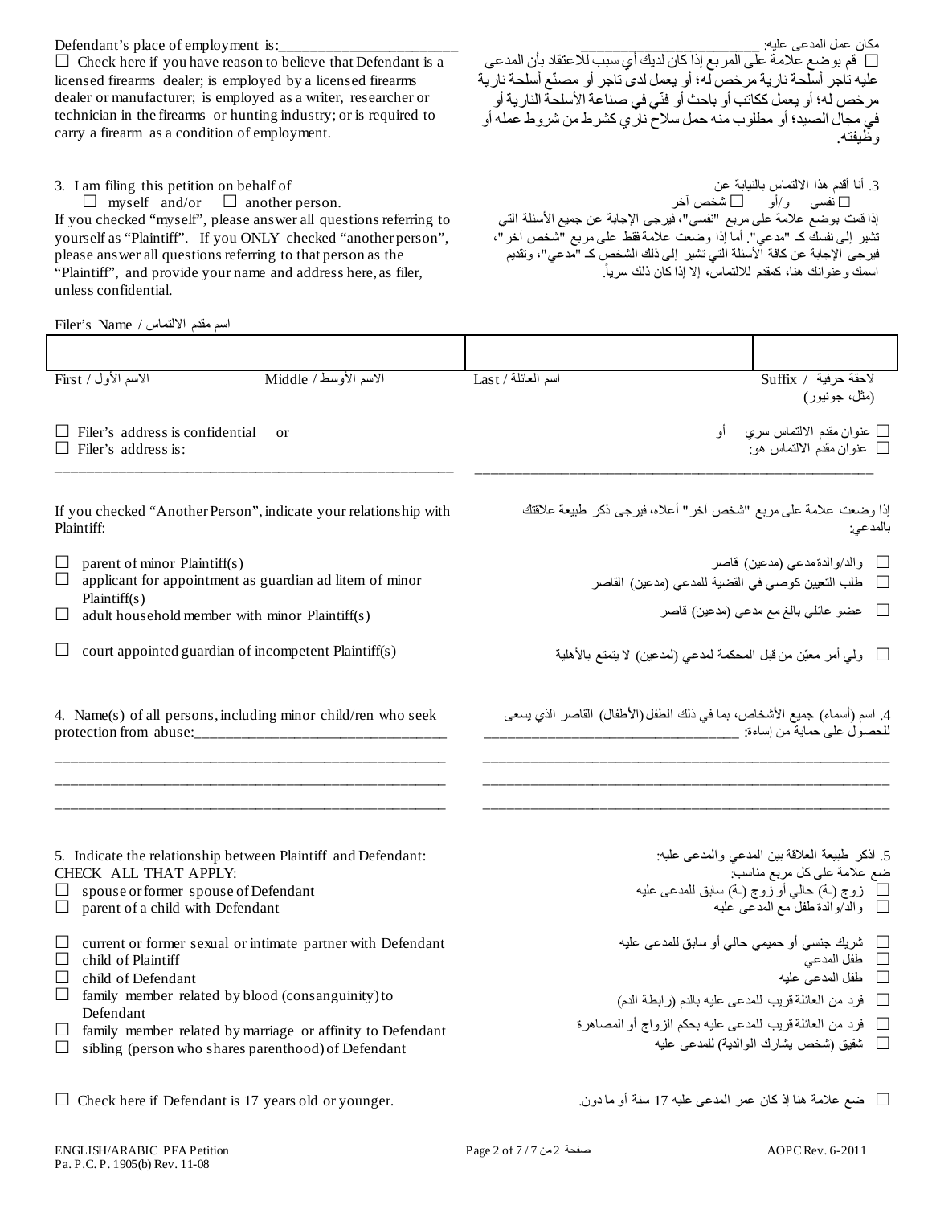Defendant's place of employment is:_______________________

مكان عمل المدعى عليه: _______________________

☐ Check here if you have reason to believe that Defendant is a licensed firearms dealer; is employed by a licensed firearms dealer or manufacturer; is employed as a writer, researcher or technician in the firearms or hunting industry; or is required to carry a firearm as a condition of employment.

☐ قم بوضع علامة على المربع إذا كان لديك أي سبب للاعتقاد بأن المدعى عليه تاجر أسلحة نارية مرخص له؛ أو يعمل لدى تاجر أو مصنّع أسلحة نارية مرخص له؛ أو يعمل ككاتب أو باحث أو فنّي في صناعة الأسلحة النارية أو في مجال الصيد؛ أو مطلوب منه حمل سلاح ناري كشرط من شروط عمله أو وظيفته.

3. I am filing this petition on behalf of
☐ myself and/or ☐ another person.
If you checked "myself", please answer all questions referring to yourself as "Plaintiff". If you ONLY checked "another person", please answer all questions referring to that person as the "Plaintiff", and provide your name and address here, as filer, unless confidential.

3. أنا أقدم هذا الالتماس بالنيابة عن
☐ نفسي و/أو ☐ شخص آخر
إذا قمت بوضع علامة على مربع "نفسي"، فيرجى الإجابة عن جميع الأسئلة التي تشير إلى نفسك كـ "مدعي". أما إذا وضعت علامة فقط على مربع "شخص آخر"، فيرجى الإجابة عن كافة الأسئلة التي تشير إلى ذلك الشخص كـ "مدعي"، وتقديم اسمك وعنوانك هنا، كمقدم للالتماس، إلا إذا كان ذلك سرياً.

Filer's Name / اسم مقدم الالتماس

| | | | |
|---|---|---|---|
| | | | |
| First / الاسم الأول | Middle / الاسم الأوسط | Last / اسم العائلة | Suffix / لاحقة حرفية (مثل، جونيور) |

☐ Filer's address is confidential or
☐ Filer's address is:

☐ عنوان مقدم الالتماس سري أو
☐ عنوان مقدم الالتماس هو:

_______________________________________________ _______________________________________________

If you checked "Another Person", indicate your relationship with Plaintiff:

إذا وضعت علامة على مربع "شخص آخر" أعلاه، فيرجى ذكر طبيعة علاقتك بالمدعي:

☐ parent of minor Plaintiff(s)
☐ applicant for appointment as guardian ad litem of minor Plaintiff(s)
☐ adult household member with minor Plaintiff(s)
☐ court appointed guardian of incompetent Plaintiff(s)

☐ والد/والدة مدعي (مدعين) قاصر
☐ طلب التعيين كوصي في القضية للمدعي (مدعين) القاصر
☐ عضو عائلي بالغ مع مدعي (مدعين) قاصر
☐ ولي أمر معيّن من قبل المحكمة لمدعي (لمدعين) لا يتمتع بالأهلية

4. Name(s) of all persons, including minor child/ren who seek protection from abuse:_______________________________
_______________________________________________
_______________________________________________
_______________________________________________

4. اسم (أسماء) جميع الأشخاص، بما في ذلك الطفل (الأطفال) القاصر الذي يسعى للحصول على حماية من إساءة: _______________________________
_______________________________________________
_______________________________________________
_______________________________________________

5. Indicate the relationship between Plaintiff and Defendant:
CHECK ALL THAT APPLY:
☐ spouse or former spouse of Defendant
☐ parent of a child with Defendant
☐ current or former sexual or intimate partner with Defendant
☐ child of Plaintiff
☐ child of Defendant
☐ family member related by blood (consanguinity) to Defendant
☐ family member related by marriage or affinity to Defendant
☐ sibling (person who shares parenthood) of Defendant

5. اذكر طبيعة العلاقة بين المدعي والمدعى عليه:
ضع علامة على كل مربع مناسب:
☐ زوج (ـة) حالي أو زوج (ـة) سابق للمدعى عليه
☐ والد/والدة طفل مع المدعى عليه
☐ شريك جنسي أو حميمي حالي أو سابق للمدعى عليه
☐ طفل المدعي
☐ طفل المدعى عليه
☐ فرد من العائلة قريب للمدعى عليه بالدم (رابطة الدم)
☐ فرد من العائلة قريب للمدعى عليه بحكم الزواج أو المصاهرة
☐ شقيق (شخص يشارك الوالدية) للمدعى عليه

☐ Check here if Defendant is 17 years old or younger.

☐ ضع علامة هنا إذ كان عمر المدعى عليه 17 سنة أو ما دون.

ENGLISH/ARABIC PFA Petition
Pa. P.C.P. 1905(b) Rev. 11-08

AOPC Rev. 6-2011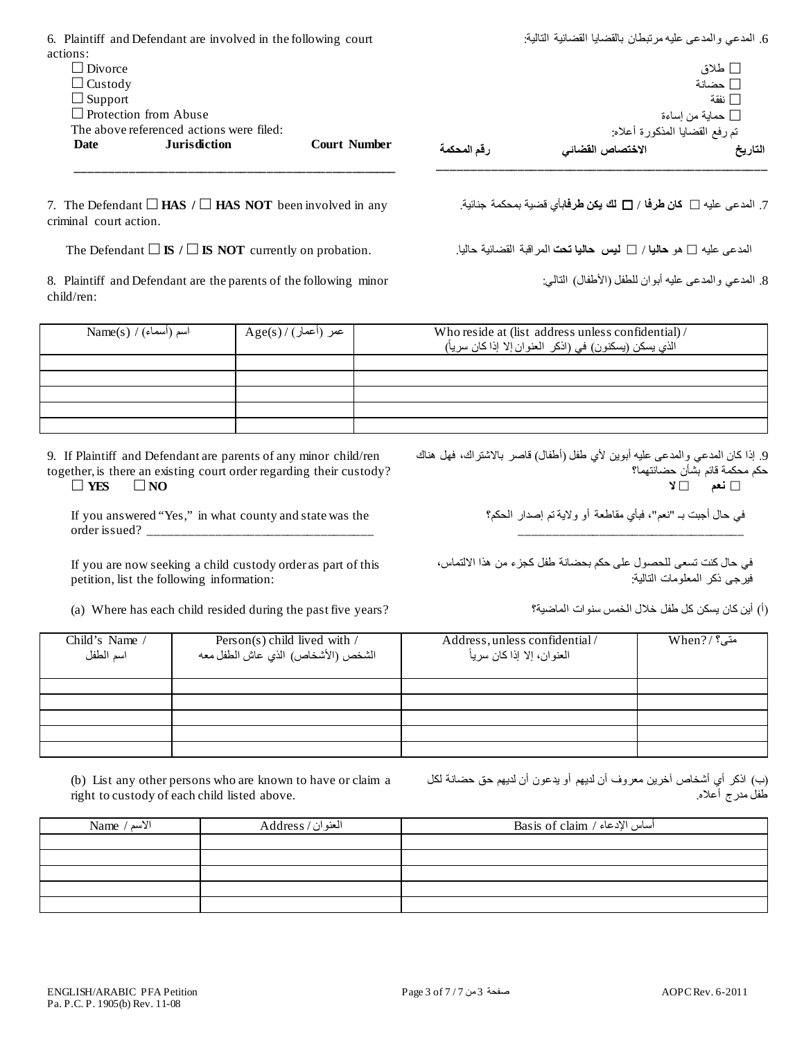6. Plaintiff and Defendant are involved in the following court actions:

6. المدعي والمدعى عليه مرتبطان بالقضايا القضائية التالية:

☐ Divorce / ☐ طلاق
☐ Custody / ☐ حضانة
☐ Support / ☐ نفقة
☐ Protection from Abuse / ☐ حماية من إساءة

The above referenced actions were filed: / تم رفع القضايا المذكورة أعلاه:

| Date / التاريخ | Jurisdiction / الاختصاص القضائي | Court Number / رقم المحكمة |
| --- | --- | --- |
| | | |

7. The Defendant ☐ **HAS** / ☐ **HAS NOT** been involved in any criminal court action.

7. المدعى عليه ☐ **كان طرفا** / ☐ **لم يكن طرفا** بأي قضية بمحكمة جنائية.

The Defendant ☐ **IS** / ☐ **IS NOT** currently on probation.

المدعى عليه ☐ هو **حاليا** / ☐ **ليس حاليا تحت** المراقبة القضائية حاليا.

8. Plaintiff and Defendant are the parents of the following minor child/ren:

8. المدعي والمدعى عليه أبوان للطفل (الأطفال) التالي:

| Name(s) / اسم (أسماء) | Age(s) / عمر (أعمار) | Who reside at (list address unless confidential) / الذي يسكن (يسكنون) في (اذكر العنوان إلا إذا كان سرياً) |
| --- | --- | --- |
| | | |
| | | |
| | | |
| | | |
| | | |

9. If Plaintiff and Defendant are parents of any minor child/ren together, is there an existing court order regarding their custody?
☐ **YES** ☐ **NO**

9. إذا كان المدعي والمدعى عليه أبوين لأي طفل (أطفال) قاصر بالاشتراك، فهل هناك حكم محكمة قائم بشأن حضانتهما؟
☐ **نعم** ☐ **لا**

If you answered "Yes," in what county and state was the order issued? ____________________________________

في حال أجبت بـ "نعم"، فبأي مقاطعة أو ولاية تم إصدار الحكم؟ ____________________________________

If you are now seeking a child custody order as part of this petition, list the following information:

في حال كنت تسعى للحصول على حكم بحضانة طفل كجزء من هذا الالتماس، فيرجى ذكر المعلومات التالية:

(a) Where has each child resided during the past five years?

(أ) أين كان يسكن كل طفل خلال الخمس سنوات الماضية؟

| Child's Name / اسم الطفل | Person(s) child lived with / الشخص (الأشخاص) الذي عاش الطفل معه | Address, unless confidential / العنوان، إلا إذا كان سرياً | When? / متى؟ |
| --- | --- | --- | --- |
| | | | |
| | | | |
| | | | |
| | | | |
| | | | |

(b) List any other persons who are known to have or claim a right to custody of each child listed above.

(ب) اذكر أي أشخاص آخرين معروف أن لديهم أو يدعون أن لديهم حق حضانة لكل طفل مدرج أعلاه.

| Name / الاسم | Address / العنوان | Basis of claim / أساس الإدعاء |
| --- | --- | --- |
| | | |
| | | |
| | | |
| | | |
| | | |

ENGLISH/ARABIC PFA Petition
Pa. P.C.P. 1905(b) Rev. 11-08

AOPC Rev. 6-2011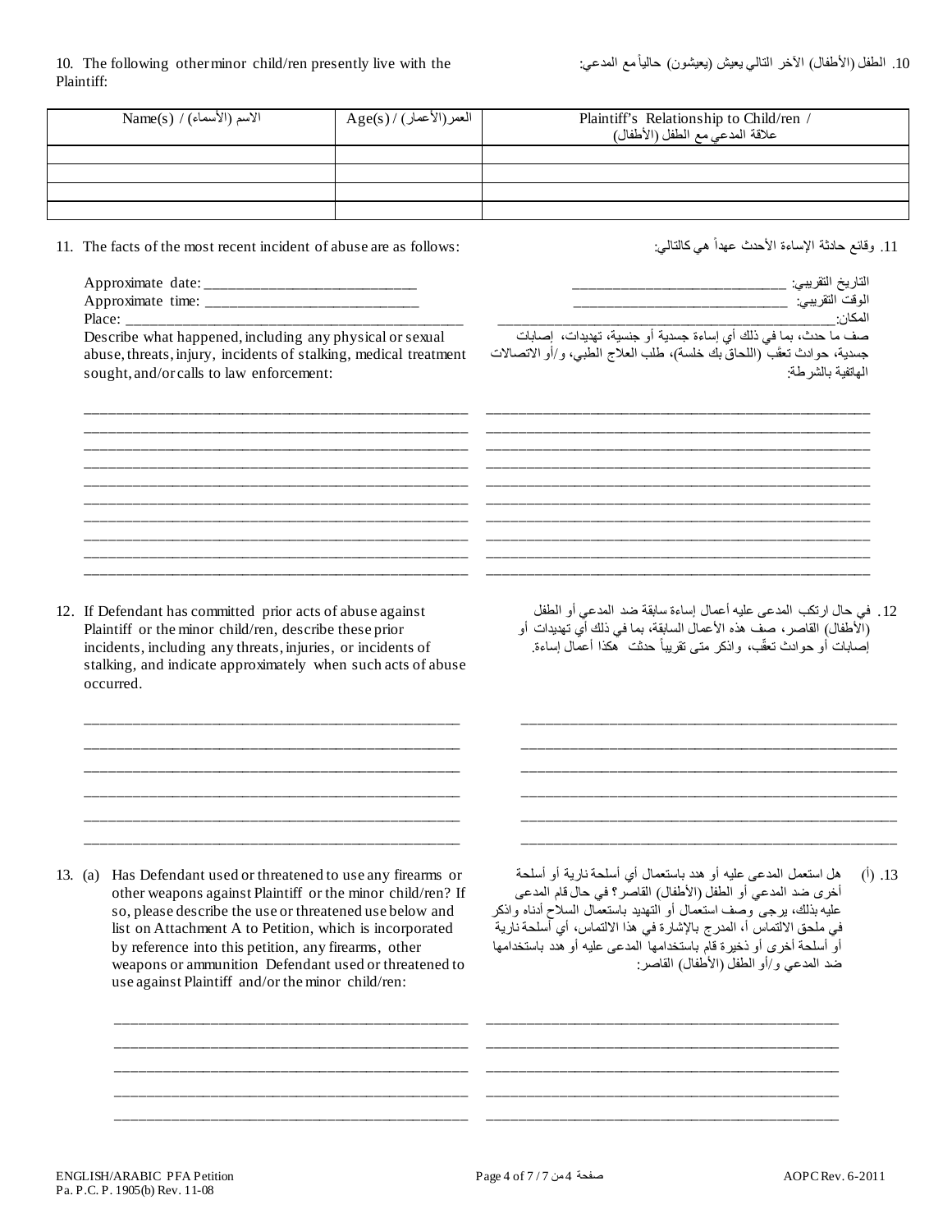10. The following other minor child/ren presently live with the Plaintiff:

10. الطفل (الأطفال) الآخر التالي يعيش (يعيشون) حالياً مع المدعي:

| Name(s) / الاسم (الأسماء) | Age(s) / العمر (الأعمار) | Plaintiff's Relationship to Child/ren / علاقة المدعي مع الطفل (الأطفال) |
|---|---|---|
| | | |
| | | |
| | | |
| | | |

11. The facts of the most recent incident of abuse are as follows:

11. وقائع حادثة الإساءة الأحدث عهداً هي كالتالي:

Approximate date: ___________________________

Approximate time: ___________________________

Place: _____________________________________________

Describe what happened, including any physical or sexual abuse, threats, injury, incidents of stalking, medical treatment sought, and/or calls to law enforcement:

التاريخ التقريبي: ___________________________

الوقت التقريبي: ___________________________

المكان: _____________________________________________

صف ما حدث، بما في ذلك أي إساءة جسدية أو جنسية، تهديدات، إصابات جسدية، حوادث تعقّب (اللحاق بك خلسة)، طلب العلاج الطبي، و/أو الاتصالات الهاتفية بالشرطة:

_____________________________________________________

_____________________________________________________

_____________________________________________________

_____________________________________________________

_____________________________________________________

_____________________________________________________

_____________________________________________________

_____________________________________________________

_____________________________________________________

_____________________________________________________

12. If Defendant has committed prior acts of abuse against Plaintiff or the minor child/ren, describe these prior incidents, including any threats, injuries, or incidents of stalking, and indicate approximately when such acts of abuse occurred.

12. في حال ارتكب المدعى عليه أعمال إساءة سابقة ضد المدعي أو الطفل (الأطفال) القاصر، صف هذه الأعمال السابقة، بما في ذلك أي تهديدات أو إصابات أو حوادث تعقّب، واذكر متى تقريباً حدثت هكذا أعمال إساءة.

_____________________________________________________

_____________________________________________________

_____________________________________________________

_____________________________________________________

_____________________________________________________

_____________________________________________________

13. (a) Has Defendant used or threatened to use any firearms or other weapons against Plaintiff or the minor child/ren? If so, please describe the use or threatened use below and list on Attachment A to Petition, which is incorporated by reference into this petition, any firearms, other weapons or ammunition Defendant used or threatened to use against Plaintiff and/or the minor child/ren:

13. (أ) هل استعمل المدعى عليه أو هدد باستعمال أي أسلحة نارية أو أسلحة أخرى ضد المدعي أو الطفل (الأطفال) القاصر؟ في حال قام المدعى عليه بذلك، يرجى وصف استعمال أو التهديد باستعمال السلاح أدناه واذكر في ملحق الالتماس أ، المدرج بالإشارة في هذا الالتماس، أي أسلحة نارية أو أسلحة أخرى أو ذخيرة قام باستخدامها المدعى عليه أو هدد باستخدامها ضد المدعي و/أو الطفل (الأطفال) القاصر:

_____________________________________________________

_____________________________________________________

_____________________________________________________

_____________________________________________________

_____________________________________________________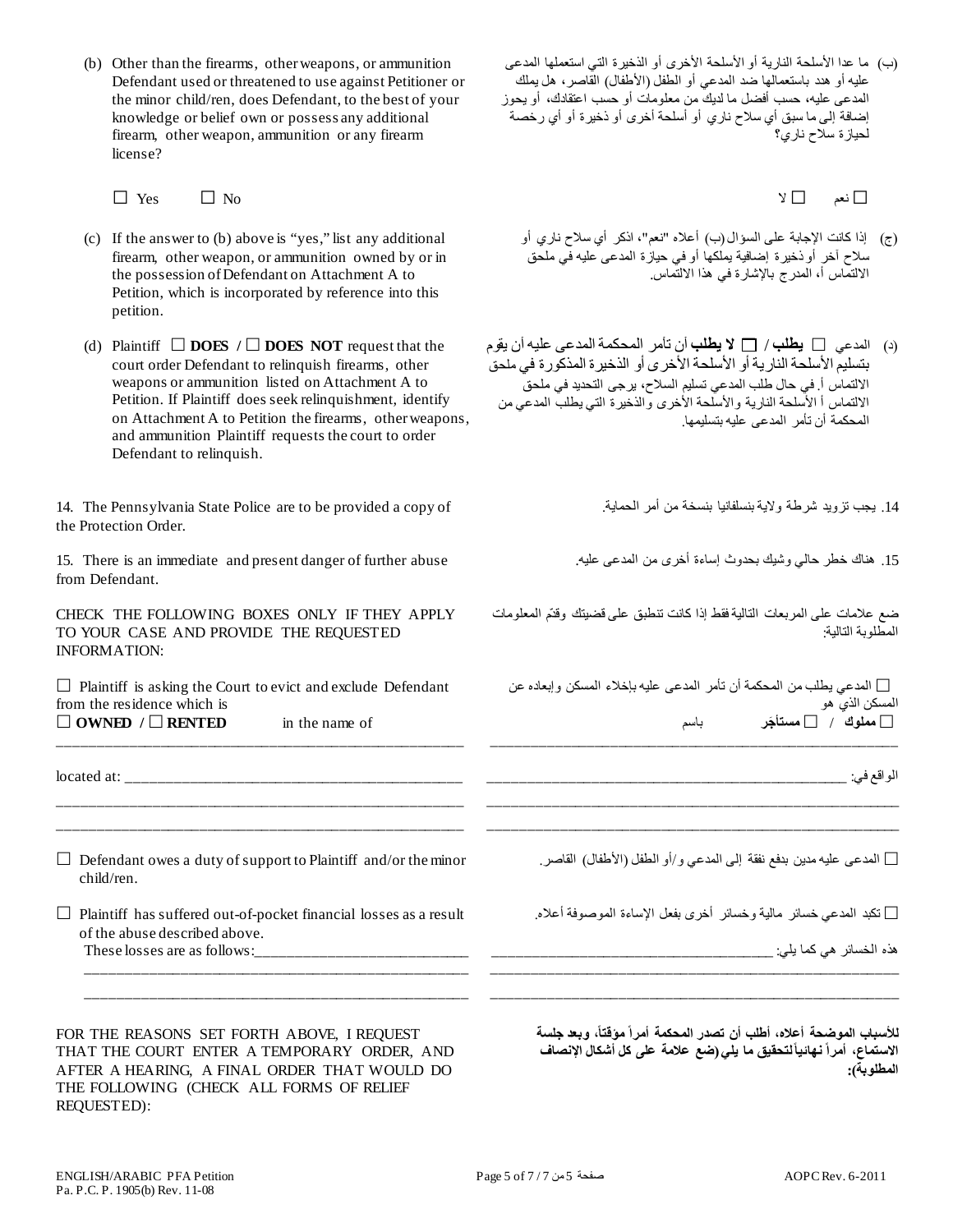(b) Other than the firearms, other weapons, or ammunition Defendant used or threatened to use against Petitioner or the minor child/ren, does Defendant, to the best of your knowledge or belief own or possess any additional firearm, other weapon, ammunition or any firearm license?

(ب) ما عدا الأسلحة النارية أو الأسلحة الأخرى أو الذخيرة التي استعملها المدعى عليه أو هدد باستعمالها ضد المدعي أو الطفل (الأطفال) القاصر، هل يملك المدعى عليه، حسب أفضل ما لديك من معلومات أو حسب اعتقادك، أو يحوز إضافة إلى ما سبق أي سلاح ناري أو أسلحة أخرى أو ذخيرة أو أي رخصة لحيازة سلاح ناري؟

☐ Yes ☐ No

☐ نعم ☐ لا

(c) If the answer to (b) above is "yes," list any additional firearm, other weapon, or ammunition owned by or in the possession of Defendant on Attachment A to Petition, which is incorporated by reference into this petition.

(ج) إذا كانت الإجابة على السؤال (ب) أعلاه "نعم"، اذكر أي سلاح ناري أو سلاح آخر أو ذخيرة إضافية يملكها أو في حيازة المدعى عليه في ملحق الالتماس أ، المدرج بالإشارة في هذا الالتماس.

(d) Plaintiff ☐ **DOES** / ☐ **DOES NOT** request that the court order Defendant to relinquish firearms, other weapons or ammunition listed on Attachment A to Petition. If Plaintiff does seek relinquishment, identify on Attachment A to Petition the firearms, other weapons, and ammunition Plaintiff requests the court to order Defendant to relinquish.

(د) المدعي ☐ **يطلب** / ☐ **لا يطلب** أن تأمر المحكمة المدعى عليه أن يقوم بتسليم الأسلحة النارية أو الأسلحة الأخرى أو الذخيرة المذكورة في ملحق الالتماس أ. في حال طلب المدعي تسليم السلاح، يرجى التحديد في ملحق الالتماس أ الأسلحة النارية والأسلحة الأخرى والذخيرة التي يطلب المدعي من المحكمة أن تأمر المدعى عليه بتسليمها.

14. The Pennsylvania State Police are to be provided a copy of the Protection Order.

14. يجب تزويد شرطة ولاية بنسلفانيا بنسخة من أمر الحماية.

15. There is an immediate and present danger of further abuse from Defendant.

15. هناك خطر حالي وشيك بحدوث إساءة أخرى من المدعى عليه.

CHECK THE FOLLOWING BOXES ONLY IF THEY APPLY TO YOUR CASE AND PROVIDE THE REQUESTED INFORMATION:

ضع علامات على المربعات التالية فقط إذا كانت تنطبق على قضيتك وقدّم المعلومات المطلوبة التالية:

☐ Plaintiff is asking the Court to evict and exclude Defendant from the residence which is
☐ **OWNED** / ☐ **RENTED** in the name of
_______________________________________________

☐ المدعي يطلب من المحكمة أن تأمر المدعى عليه بإخلاء المسكن وإبعاده عن المسكن الذي هو
☐ **مملوك** / ☐ **مستأجر** باسم
_______________________________________________

located at: _______________________________________________
_______________________________________________
_______________________________________________

الواقع في: _______________________________________________
_______________________________________________
_______________________________________________

☐ Defendant owes a duty of support to Plaintiff and/or the minor child/ren.

☐ المدعى عليه مدين بدفع نفقة إلى المدعي و/أو الطفل (الأطفال) القاصر.

☐ Plaintiff has suffered out-of-pocket financial losses as a result of the abuse described above.
These losses are as follows: ____________________________
_______________________________________________
_______________________________________________

☐ تكبد المدعي خسائر مالية وخسائر أخرى بفعل الإساءة الموصوفة أعلاه.
هذه الخسائر هي كما يلي: ____________________________
_______________________________________________
_______________________________________________

FOR THE REASONS SET FORTH ABOVE, I REQUEST THAT THE COURT ENTER A TEMPORARY ORDER, AND AFTER A HEARING, A FINAL ORDER THAT WOULD DO THE FOLLOWING (CHECK ALL FORMS OF RELIEF REQUESTED):

**للأسباب الموضحة أعلاه، أطلب أن تصدر المحكمة أمراً مؤقتاً، وبعد جلسة الاستماع، أمراً نهائياً لتحقيق ما يلي (ضع علامة على كل أشكال الإنصاف المطلوبة):**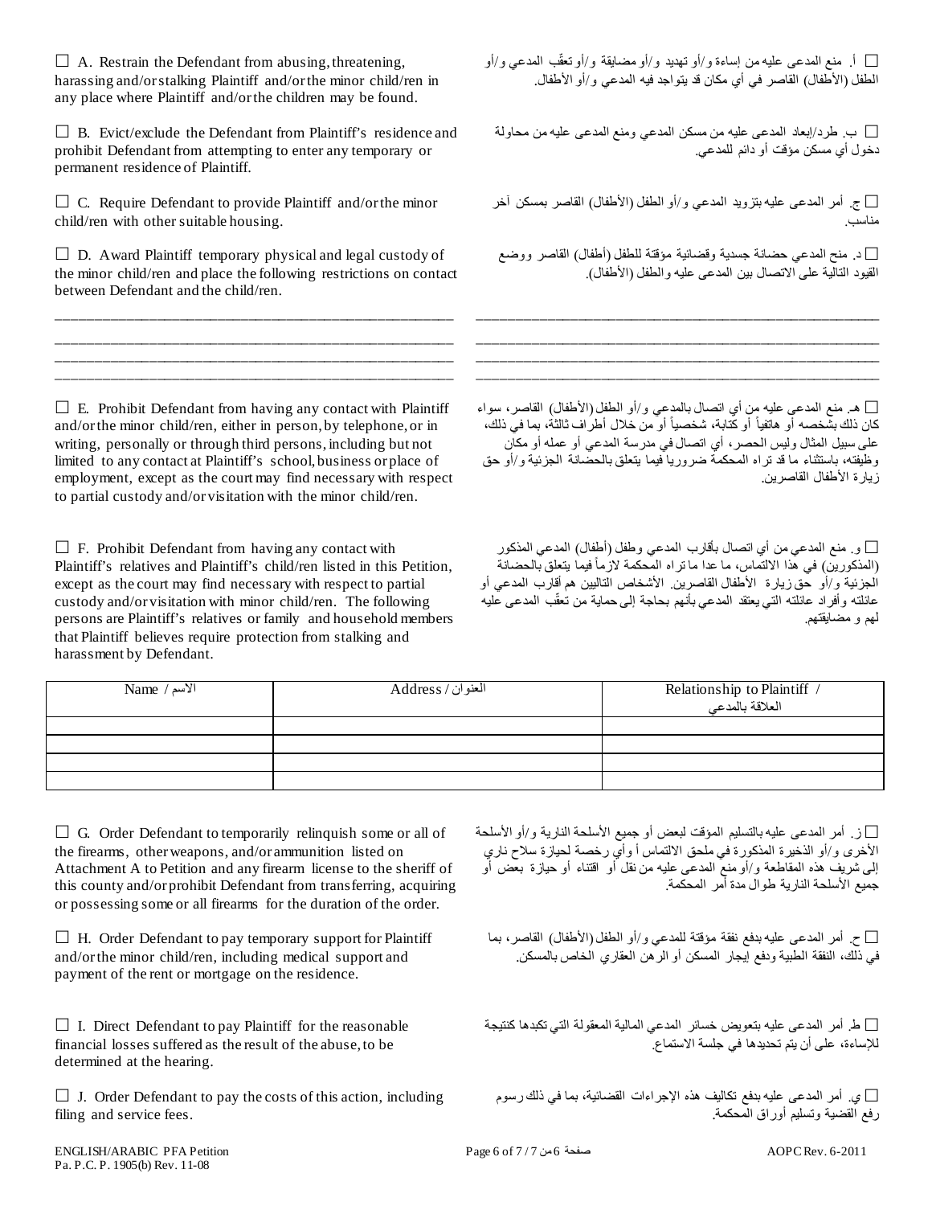☐ A. Restrain the Defendant from abusing, threatening, harassing and/or stalking Plaintiff and/or the minor child/ren in any place where Plaintiff and/or the children may be found.

☐ أ. منع المدعى عليه من إساءة و/أو تهديد و/أو مضايقة و/أو تعقّب المدعي و/أو الطفل (الأطفال) القاصر في أي مكان قد يتواجد فيه المدعي و/أو الأطفال.

☐ B. Evict/exclude the Defendant from Plaintiff's residence and prohibit Defendant from attempting to enter any temporary or permanent residence of Plaintiff.

☐ ب. طرد/إبعاد المدعى عليه من مسكن المدعي ومنع المدعى عليه من محاولة دخول أي مسكن مؤقت أو دائم للمدعي.

☐ C. Require Defendant to provide Plaintiff and/or the minor child/ren with other suitable housing.

☐ ج. أمر المدعى عليه بتزويد المدعي و/أو الطفل (الأطفال) القاصر بمسكن آخر مناسب.

☐ D. Award Plaintiff temporary physical and legal custody of the minor child/ren and place the following restrictions on contact between Defendant and the child/ren.

☐ د. منح المدعي حضانة جسدية وقضائية مؤقتة للطفل (أطفال) القاصر ووضع القيود التالية على الاتصال بين المدعى عليه والطفل (الأطفال).

________________________________________________________
________________________________________________________
________________________________________________________
________________________________________________________

☐ E. Prohibit Defendant from having any contact with Plaintiff and/or the minor child/ren, either in person, by telephone, or in writing, personally or through third persons, including but not limited to any contact at Plaintiff's school, business or place of employment, except as the court may find necessary with respect to partial custody and/or visitation with the minor child/ren.

☐ هـ. منع المدعى عليه من أي اتصال بالمدعي و/أو الطفل (الأطفال) القاصر، سواء كان ذلك بشخصه أو هاتفياً أو كتابة، شخصياً أو من خلال أطراف ثالثة، بما في ذلك، على سبيل المثال وليس الحصر، أي اتصال في مدرسة المدعي أو عمله أو مكان وظيفته، باستثناء ما قد تراه المحكمة ضروريا فيما يتعلق بالحضانة الجزئية و/أو حق زيارة الأطفال القاصرين.

☐ F. Prohibit Defendant from having any contact with Plaintiff's relatives and Plaintiff's child/ren listed in this Petition, except as the court may find necessary with respect to partial custody and/or visitation with minor child/ren. The following persons are Plaintiff's relatives or family and household members that Plaintiff believes require protection from stalking and harassment by Defendant.

☐ و. منع المدعي من أي اتصال بأقارب المدعي وطفل (أطفال) المدعي المذكور (المذكورين) في هذا الالتماس، ما عدا ما تراه المحكمة لازماً فيما يتعلق بالحضانة الجزئية و/أو حق زيارة الأطفال القاصرين. الأشخاص التاليين هم أقارب المدعي أو عائلته وأفراد عائلته التي يعتقد المدعي بأنهم بحاجة إلى حماية من تعقّب المدعى عليه لهم و مضايقتهم.

| Name / الاسم | Address / العنوان | Relationship to Plaintiff / العلاقة بالمدعي |
|---|---|---|
| | | |
| | | |
| | | |
| | | |

☐ G. Order Defendant to temporarily relinquish some or all of the firearms, other weapons, and/or ammunition listed on Attachment A to Petition and any firearm license to the sheriff of this county and/or prohibit Defendant from transferring, acquiring or possessing some or all firearms for the duration of the order.

☐ ز. أمر المدعى عليه بالتسليم المؤقت لبعض أو جميع الأسلحة النارية و/أو الأسلحة الأخرى و/أو الذخيرة المذكورة في ملحق الالتماس أ وأي رخصة لحيازة سلاح ناري إلى شريف هذه المقاطعة و/أو منع المدعى عليه من نقل أو اقتناء أو حيازة بعض أو جميع الأسلحة النارية طوال مدة أمر المحكمة.

☐ H. Order Defendant to pay temporary support for Plaintiff and/or the minor child/ren, including medical support and payment of the rent or mortgage on the residence.

☐ ح. أمر المدعى عليه بدفع نفقة مؤقتة للمدعي و/أو الطفل (الأطفال) القاصر، بما في ذلك، النفقة الطبية ودفع إيجار المسكن أو الرهن العقاري الخاص بالمسكن.

☐ I. Direct Defendant to pay Plaintiff for the reasonable financial losses suffered as the result of the abuse, to be determined at the hearing.

☐ ط. أمر المدعى عليه بتعويض خسائر المدعي المالية المعقولة التي تكبدها كنتيجة للإساءة، على أن يتم تحديدها في جلسة الاستماع.

☐ J. Order Defendant to pay the costs of this action, including filing and service fees.

☐ ي. أمر المدعى عليه بدفع تكاليف هذه الإجراءات القضائية، بما في ذلك رسوم رفع القضية وتسليم أوراق المحكمة.

ENGLISH/ARABIC PFA Petition
Pa. P.C. P. 1905(b) Rev. 11-08

AOPC Rev. 6-2011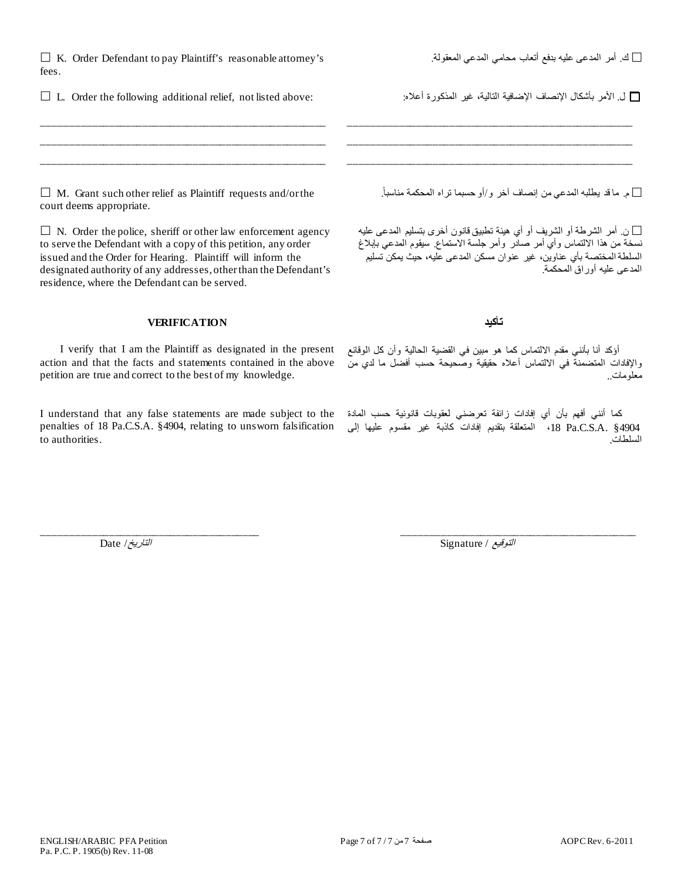☐ K. Order Defendant to pay Plaintiff's reasonable attorney's fees.

☐ ك. أمر المدعى عليه بدفع أتعاب محامي المدعي المعقولة.

☐ L. Order the following additional relief, not listed above:

☐ ل. الأمر بأشكال الإنصاف الإضافية التالية، غير المذكورة أعلاه:

_______________________________________________________
_______________________________________________________
_______________________________________________________

_______________________________________________________
_______________________________________________________
_______________________________________________________

☐ M. Grant such other relief as Plaintiff requests and/or the court deems appropriate.

☐ م. ما قد يطلبه المدعي من إنصاف آخر و/أو حسبما تراه المحكمة مناسباً.

☐ N. Order the police, sheriff or other law enforcement agency to serve the Defendant with a copy of this petition, any order issued and the Order for Hearing. Plaintiff will inform the designated authority of any addresses, other than the Defendant's residence, where the Defendant can be served.

☐ ن. أمر الشرطة أو الشريف أو أي هيئة تطبيق قانون أخرى بتسليم المدعى عليه نسخة من هذا الالتماس وأي أمر صادر وأمر جلسة الاستماع. سيقوم المدعي بإبلاغ السلطة المختصة بأي عناوين، غير عنوان مسكن المدعى عليه، حيث يمكن تسليم المدعى عليه أوراق المحكمة.

## VERIFICATION

## تأكيد

I verify that I am the Plaintiff as designated in the present action and that the facts and statements contained in the above petition are true and correct to the best of my knowledge.

أؤكد أنا بأنني مقدم الالتماس كما هو مبين في القضية الحالية وأن كل الوقائع والإفادات المتضمنة في الالتماس أعلاه حقيقية وصحيحة حسب أفضل ما لدي من معلومات..

I understand that any false statements are made subject to the penalties of 18 Pa.C.S.A. §4904, relating to unsworn falsification to authorities.

كما أنني أفهم بأن أي إفادات زائفة تعرضني لعقوبات قانونية حسب المادة 18 Pa.C.S.A. §4904، المتعلقة بتقديم إفادات كاذبة غير مقسوم عليها إلى السلطات.

_______________________________________
Date / *التاريخ*

_______________________________________
Signature / *التوقيع*

ENGLISH/ARABIC PFA Petition
Pa. P.C. P. 1905(b) Rev. 11-08

AOPC Rev. 6-2011